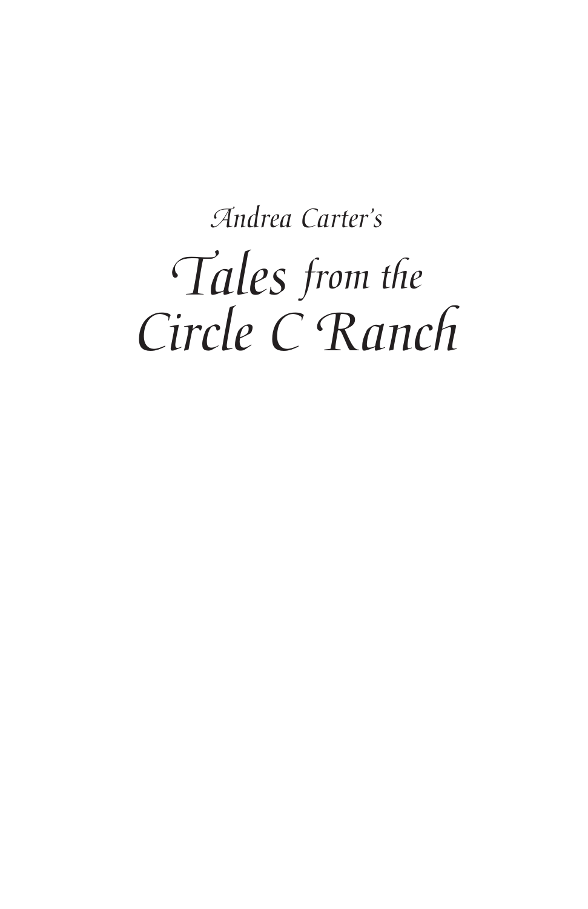*Andrea Carter's*

# *Tales from the Circle C Ranch*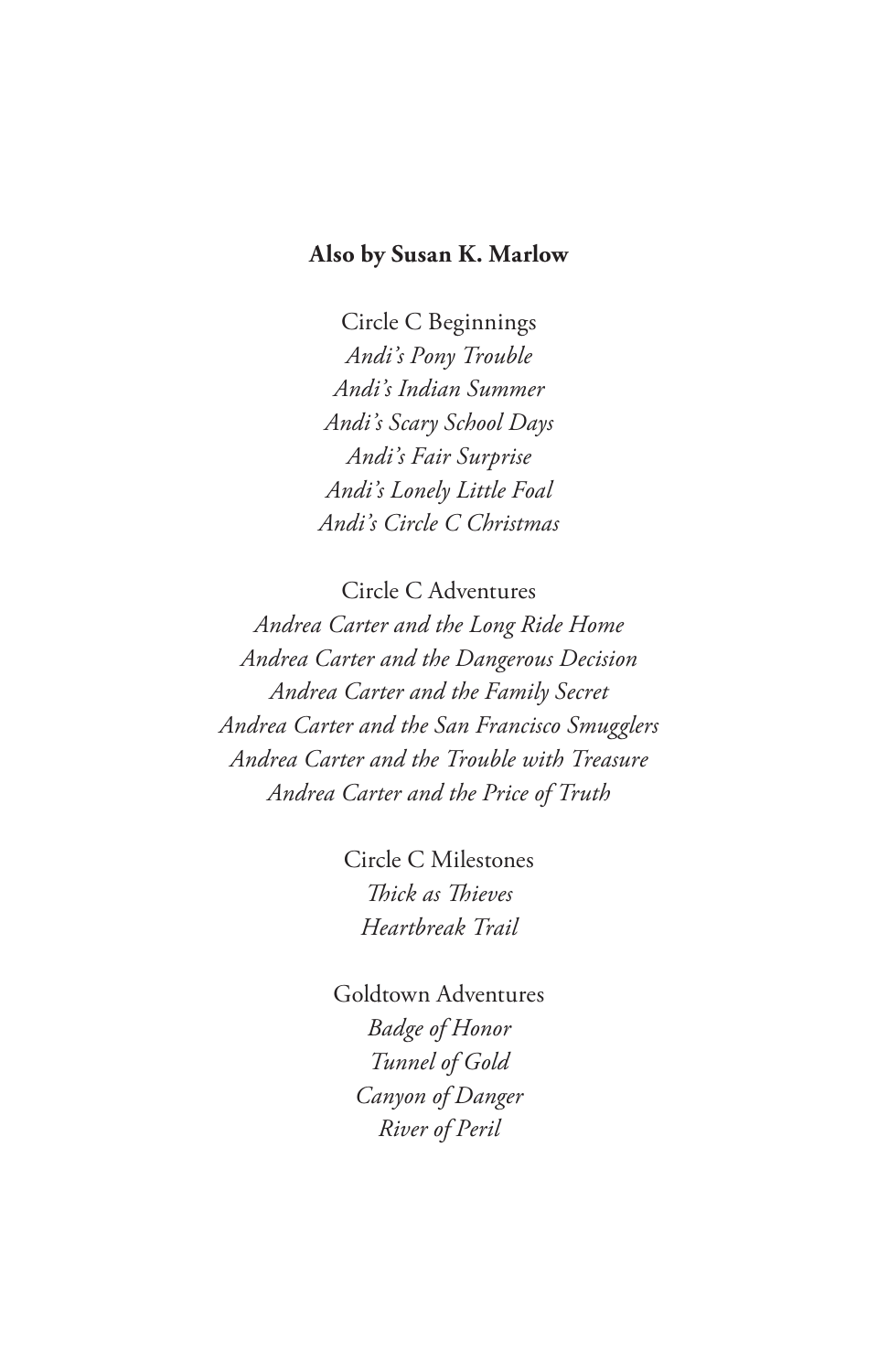**Also by Susan K. Marlow**

Circle C Beginnings

*Andi's Pony Trouble*

*Andi's Indian Summer*

*Andi's Scary School Days*

*Andi's Fair Surprise*

*Andi's Lonely Little Foal*

*Andi's Circle C Christmas*

Circle C Adventures

*Andrea Carter and the Long Ride Home*

*Andrea Carter and the Dangerous Decision*

*Andrea Carter and the Family Secret*

*Andrea Carter and the San Francisco Smugglers*

*Andrea Carter and the Trouble with Treasure*

*Andrea Carter and the Price of Truth*

Circle C Milestones

*Thick as Thieves*

*Heartbreak Trail*

Goldtown Adventures

*Badge of Honor*

*Tunnel of Gold*

*Canyon of Danger*

*River of Peril*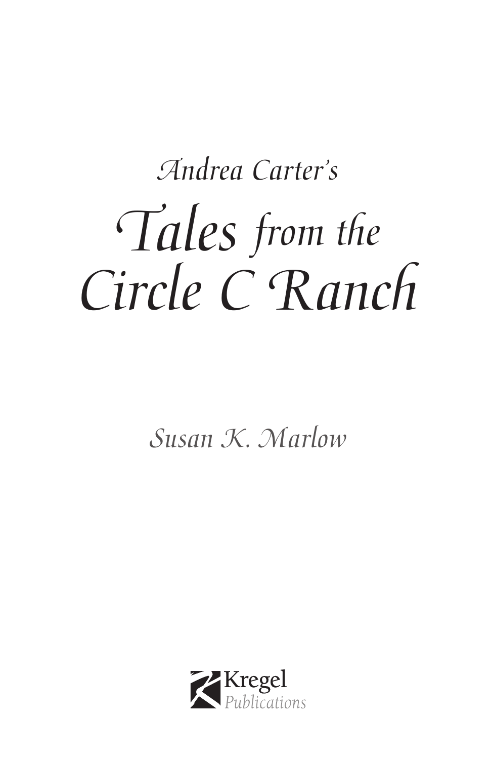*Andrea Carter's*

# *Tales from the Circle C Ranch*

*Susan K. Marlow*

Kregel Publications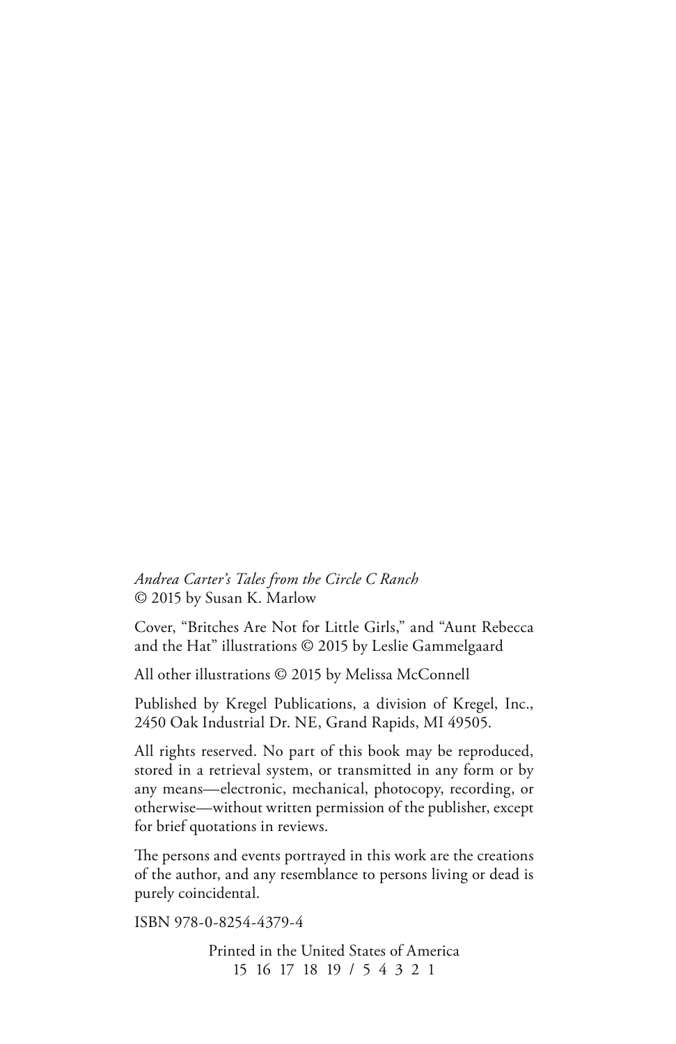*Andrea Carter's Tales from the Circle C Ranch*
© 2015 by Susan K. Marlow

Cover, "Britches Are Not for Little Girls," and "Aunt Rebecca and the Hat" illustrations © 2015 by Leslie Gammelgaard

All other illustrations © 2015 by Melissa McConnell

Published by Kregel Publications, a division of Kregel, Inc., 2450 Oak Industrial Dr. NE, Grand Rapids, MI 49505.

All rights reserved. No part of this book may be reproduced, stored in a retrieval system, or transmitted in any form or by any means—electronic, mechanical, photocopy, recording, or otherwise—without written permission of the publisher, except for brief quotations in reviews.

The persons and events portrayed in this work are the creations of the author, and any resemblance to persons living or dead is purely coincidental.

ISBN 978-0-8254-4379-4

Printed in the United States of America
15 16 17 18 19 / 5 4 3 2 1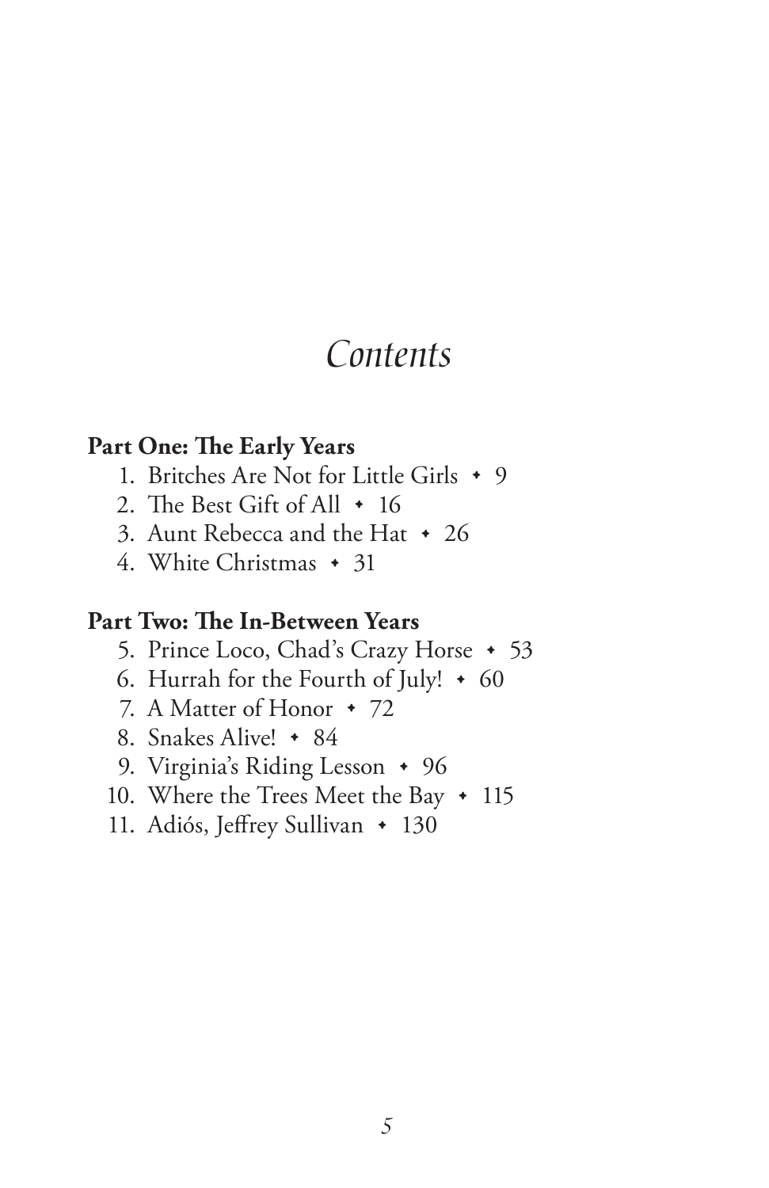# Contents

**Part One: The Early Years**

1. Britches Are Not for Little Girls ✦ 9
2. The Best Gift of All ✦ 16
3. Aunt Rebecca and the Hat ✦ 26
4. White Christmas ✦ 31

**Part Two: The In-Between Years**

5. Prince Loco, Chad's Crazy Horse ✦ 53
6. Hurrah for the Fourth of July! ✦ 60
7. A Matter of Honor ✦ 72
8. Snakes Alive! ✦ 84
9. Virginia's Riding Lesson ✦ 96
10. Where the Trees Meet the Bay ✦ 115
11. Adiós, Jeffrey Sullivan ✦ 130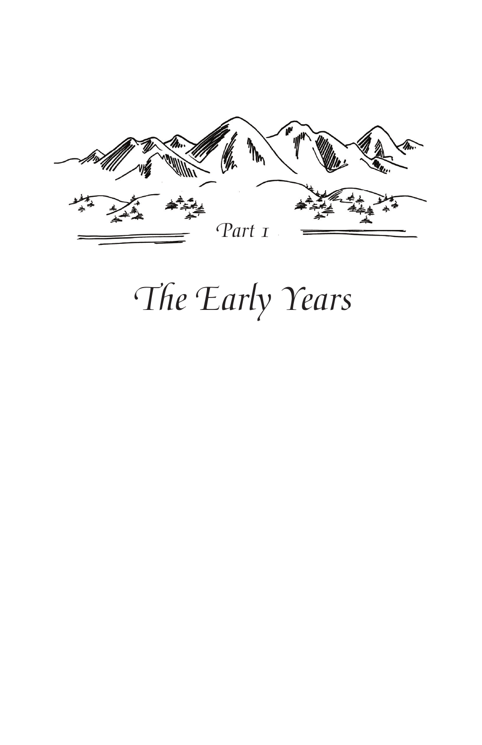*Part 1*

# *The Early Years*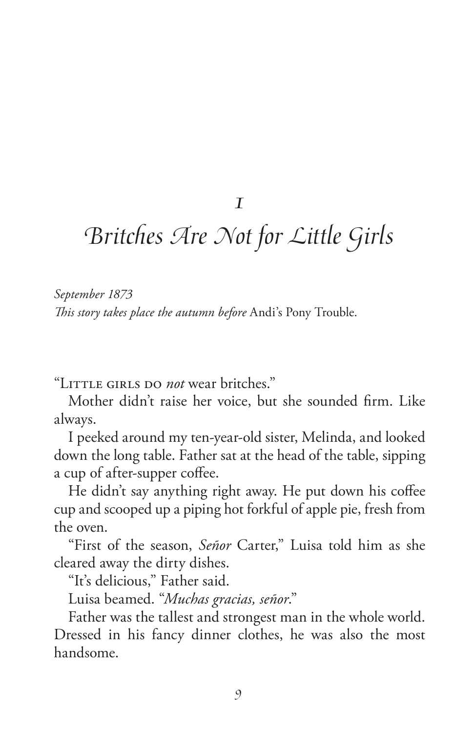# 1

# Britches Are Not for Little Girls

*September 1873*
*This story takes place the autumn before* Andi's Pony Trouble.

"Little girls do *not* wear britches."

Mother didn't raise her voice, but she sounded firm. Like always.

I peeked around my ten-year-old sister, Melinda, and looked down the long table. Father sat at the head of the table, sipping a cup of after-supper coffee.

He didn't say anything right away. He put down his coffee cup and scooped up a piping hot forkful of apple pie, fresh from the oven.

"First of the season, *Señor* Carter," Luisa told him as she cleared away the dirty dishes.

"It's delicious," Father said.

Luisa beamed. "*Muchas gracias, señor*."

Father was the tallest and strongest man in the whole world. Dressed in his fancy dinner clothes, he was also the most handsome.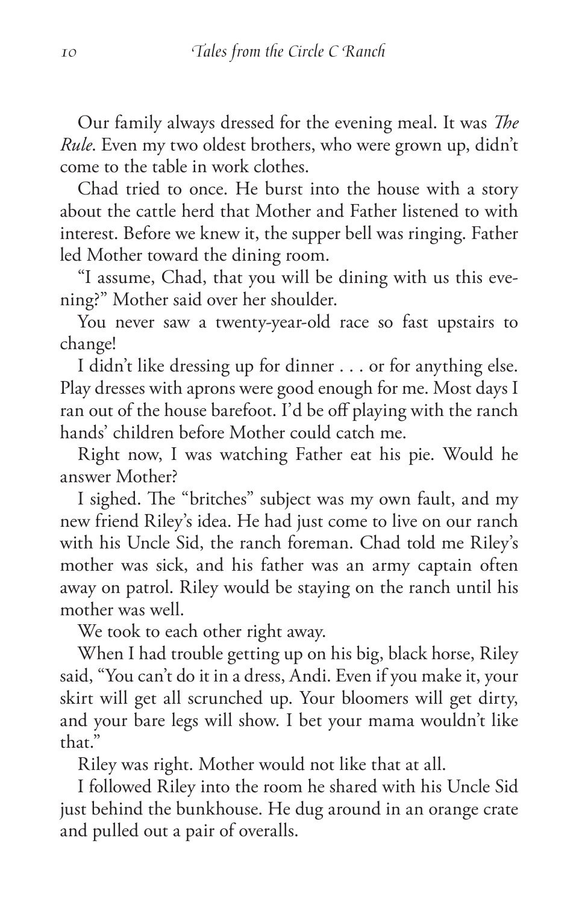Our family always dressed for the evening meal. It was *The Rule*. Even my two oldest brothers, who were grown up, didn't come to the table in work clothes.

Chad tried to once. He burst into the house with a story about the cattle herd that Mother and Father listened to with interest. Before we knew it, the supper bell was ringing. Father led Mother toward the dining room.

"I assume, Chad, that you will be dining with us this evening?" Mother said over her shoulder.

You never saw a twenty-year-old race so fast upstairs to change!

I didn't like dressing up for dinner . . . or for anything else. Play dresses with aprons were good enough for me. Most days I ran out of the house barefoot. I'd be off playing with the ranch hands' children before Mother could catch me.

Right now, I was watching Father eat his pie. Would he answer Mother?

I sighed. The "britches" subject was my own fault, and my new friend Riley's idea. He had just come to live on our ranch with his Uncle Sid, the ranch foreman. Chad told me Riley's mother was sick, and his father was an army captain often away on patrol. Riley would be staying on the ranch until his mother was well.

We took to each other right away.

When I had trouble getting up on his big, black horse, Riley said, "You can't do it in a dress, Andi. Even if you make it, your skirt will get all scrunched up. Your bloomers will get dirty, and your bare legs will show. I bet your mama wouldn't like that."

Riley was right. Mother would not like that at all.

I followed Riley into the room he shared with his Uncle Sid just behind the bunkhouse. He dug around in an orange crate and pulled out a pair of overalls.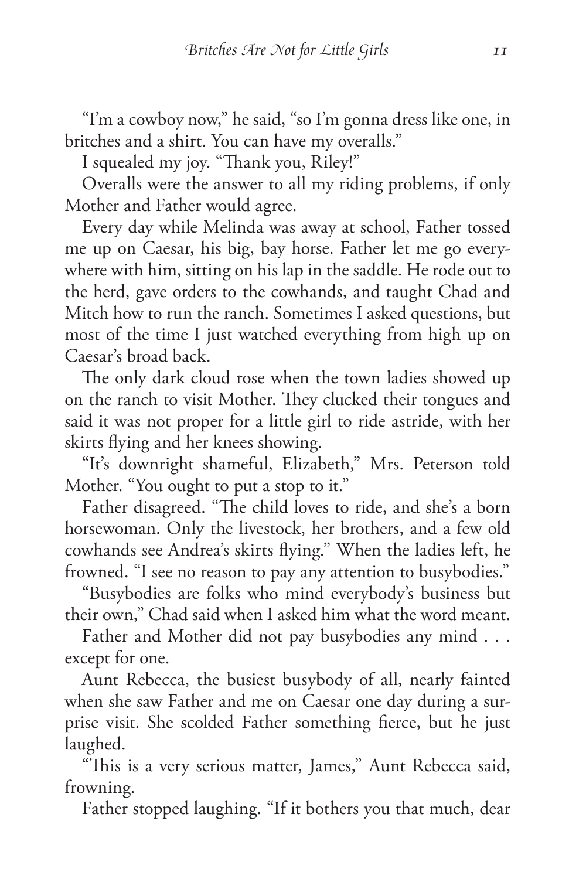"I'm a cowboy now," he said, "so I'm gonna dress like one, in britches and a shirt. You can have my overalls."

I squealed my joy. "Thank you, Riley!"

Overalls were the answer to all my riding problems, if only Mother and Father would agree.

Every day while Melinda was away at school, Father tossed me up on Caesar, his big, bay horse. Father let me go everywhere with him, sitting on his lap in the saddle. He rode out to the herd, gave orders to the cowhands, and taught Chad and Mitch how to run the ranch. Sometimes I asked questions, but most of the time I just watched everything from high up on Caesar's broad back.

The only dark cloud rose when the town ladies showed up on the ranch to visit Mother. They clucked their tongues and said it was not proper for a little girl to ride astride, with her skirts flying and her knees showing.

"It's downright shameful, Elizabeth," Mrs. Peterson told Mother. "You ought to put a stop to it."

Father disagreed. "The child loves to ride, and she's a born horsewoman. Only the livestock, her brothers, and a few old cowhands see Andrea's skirts flying." When the ladies left, he frowned. "I see no reason to pay any attention to busybodies."

"Busybodies are folks who mind everybody's business but their own," Chad said when I asked him what the word meant.

Father and Mother did not pay busybodies any mind . . . except for one.

Aunt Rebecca, the busiest busybody of all, nearly fainted when she saw Father and me on Caesar one day during a surprise visit. She scolded Father something fierce, but he just laughed.

"This is a very serious matter, James," Aunt Rebecca said, frowning.

Father stopped laughing. "If it bothers you that much, dear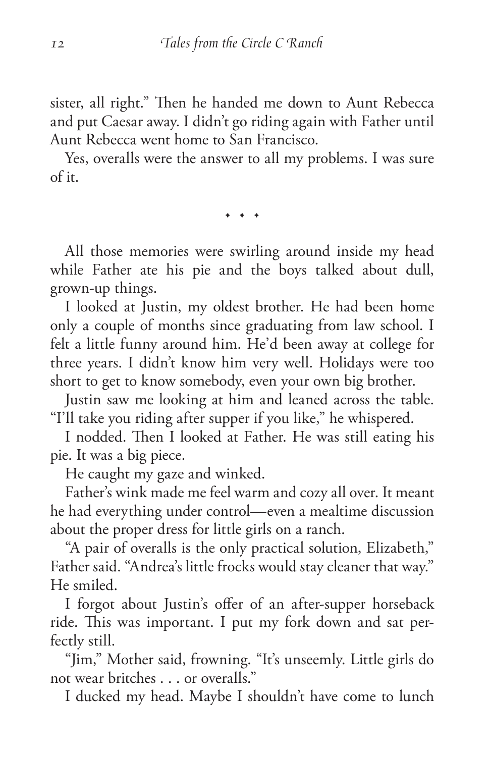sister, all right." Then he handed me down to Aunt Rebecca and put Caesar away. I didn't go riding again with Father until Aunt Rebecca went home to San Francisco.

Yes, overalls were the answer to all my problems. I was sure of it.

• • •

All those memories were swirling around inside my head while Father ate his pie and the boys talked about dull, grown-up things.

I looked at Justin, my oldest brother. He had been home only a couple of months since graduating from law school. I felt a little funny around him. He'd been away at college for three years. I didn't know him very well. Holidays were too short to get to know somebody, even your own big brother.

Justin saw me looking at him and leaned across the table. "I'll take you riding after supper if you like," he whispered.

I nodded. Then I looked at Father. He was still eating his pie. It was a big piece.

He caught my gaze and winked.

Father's wink made me feel warm and cozy all over. It meant he had everything under control—even a mealtime discussion about the proper dress for little girls on a ranch.

"A pair of overalls is the only practical solution, Elizabeth," Father said. "Andrea's little frocks would stay cleaner that way." He smiled.

I forgot about Justin's offer of an after-supper horseback ride. This was important. I put my fork down and sat perfectly still.

"Jim," Mother said, frowning. "It's unseemly. Little girls do not wear britches . . . or overalls."

I ducked my head. Maybe I shouldn't have come to lunch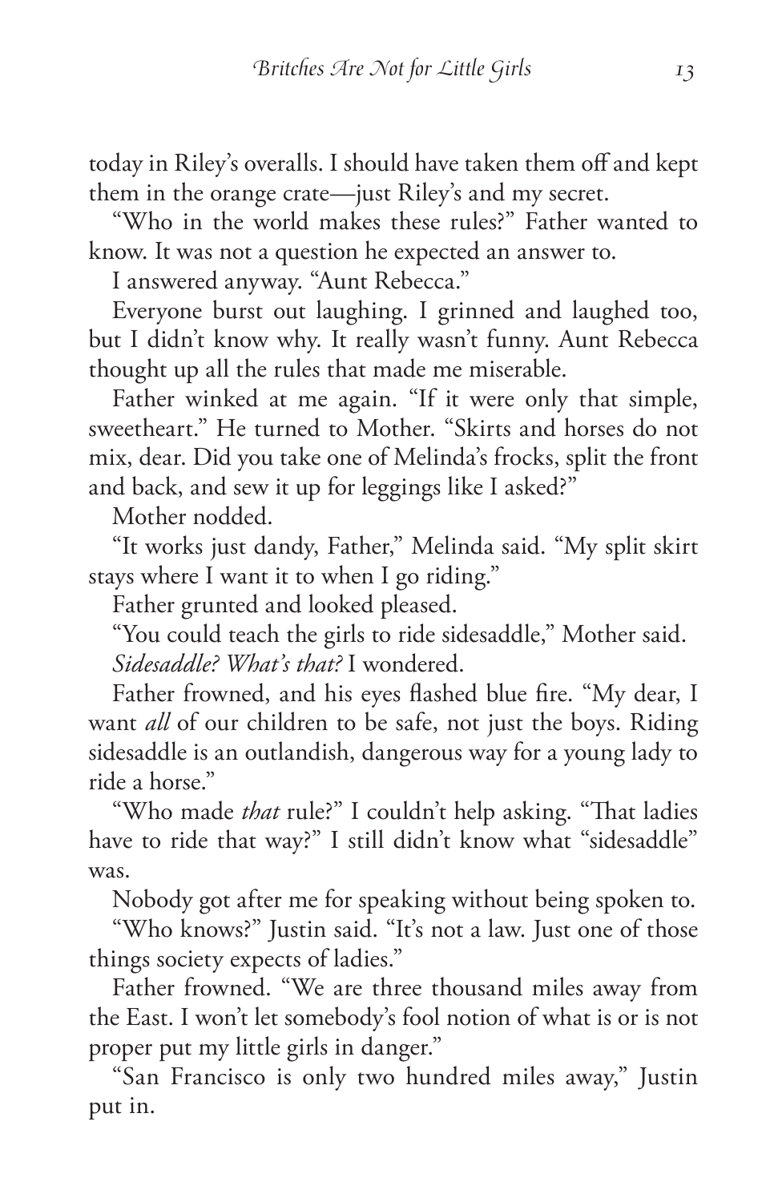today in Riley's overalls. I should have taken them off and kept them in the orange crate—just Riley's and my secret.

"Who in the world makes these rules?" Father wanted to know. It was not a question he expected an answer to.

I answered anyway. "Aunt Rebecca."

Everyone burst out laughing. I grinned and laughed too, but I didn't know why. It really wasn't funny. Aunt Rebecca thought up all the rules that made me miserable.

Father winked at me again. "If it were only that simple, sweetheart." He turned to Mother. "Skirts and horses do not mix, dear. Did you take one of Melinda's frocks, split the front and back, and sew it up for leggings like I asked?"

Mother nodded.

"It works just dandy, Father," Melinda said. "My split skirt stays where I want it to when I go riding."

Father grunted and looked pleased.

"You could teach the girls to ride sidesaddle," Mother said.

*Sidesaddle? What's that?* I wondered.

Father frowned, and his eyes flashed blue fire. "My dear, I want *all* of our children to be safe, not just the boys. Riding sidesaddle is an outlandish, dangerous way for a young lady to ride a horse."

"Who made *that* rule?" I couldn't help asking. "That ladies have to ride that way?" I still didn't know what "sidesaddle" was.

Nobody got after me for speaking without being spoken to.

"Who knows?" Justin said. "It's not a law. Just one of those things society expects of ladies."

Father frowned. "We are three thousand miles away from the East. I won't let somebody's fool notion of what is or is not proper put my little girls in danger."

"San Francisco is only two hundred miles away," Justin put in.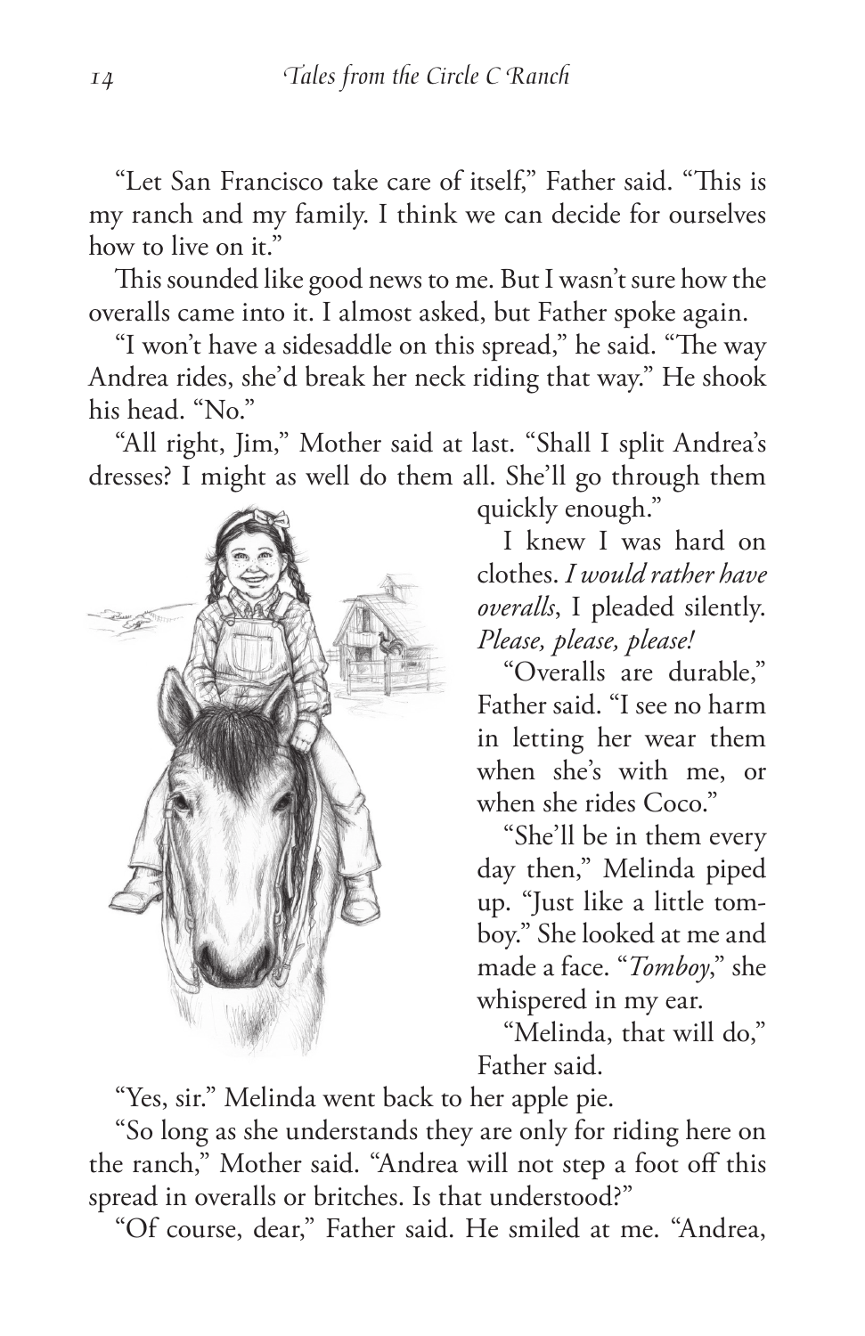"Let San Francisco take care of itself," Father said. "This is my ranch and my family. I think we can decide for ourselves how to live on it."

This sounded like good news to me. But I wasn't sure how the overalls came into it. I almost asked, but Father spoke again.

"I won't have a sidesaddle on this spread," he said. "The way Andrea rides, she'd break her neck riding that way." He shook his head. "No."

"All right, Jim," Mother said at last. "Shall I split Andrea's dresses? I might as well do them all. She'll go through them quickly enough."

I knew I was hard on clothes. *I would rather have overalls*, I pleaded silently. *Please, please, please!*

"Overalls are durable," Father said. "I see no harm in letting her wear them when she's with me, or when she rides Coco."

"She'll be in them every day then," Melinda piped up. "Just like a little tomboy." She looked at me and made a face. "*Tomboy*," she whispered in my ear.

"Melinda, that will do," Father said.

"Yes, sir." Melinda went back to her apple pie.

"So long as she understands they are only for riding here on the ranch," Mother said. "Andrea will not step a foot off this spread in overalls or britches. Is that understood?"

"Of course, dear," Father said. He smiled at me. "Andrea,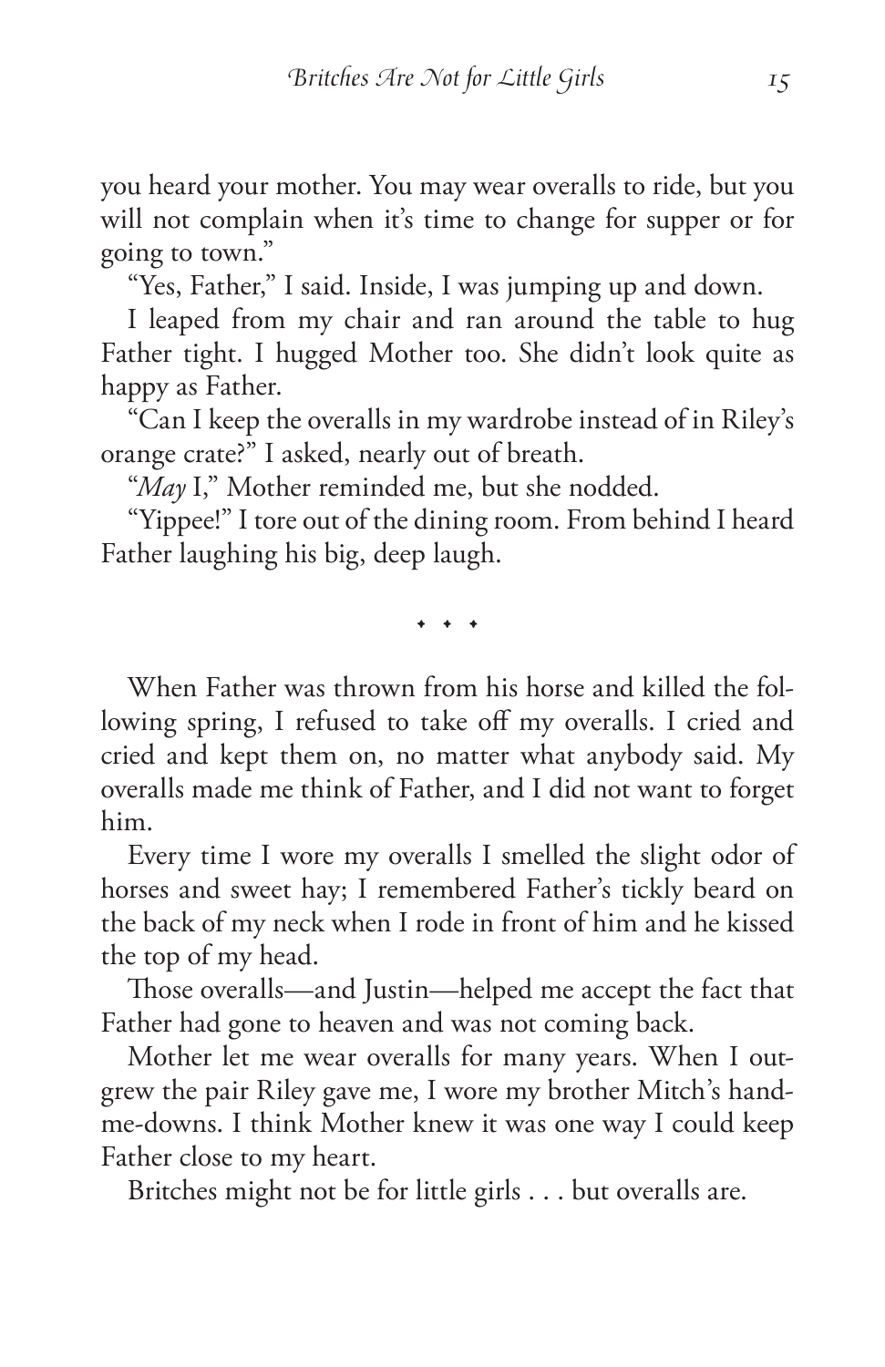you heard your mother. You may wear overalls to ride, but you will not complain when it's time to change for supper or for going to town."

"Yes, Father," I said. Inside, I was jumping up and down.

I leaped from my chair and ran around the table to hug Father tight. I hugged Mother too. She didn't look quite as happy as Father.

"Can I keep the overalls in my wardrobe instead of in Riley's orange crate?" I asked, nearly out of breath.

"*May* I," Mother reminded me, but she nodded.

"Yippee!" I tore out of the dining room. From behind I heard Father laughing his big, deep laugh.

⬩ ⬩ ⬩

When Father was thrown from his horse and killed the following spring, I refused to take off my overalls. I cried and cried and kept them on, no matter what anybody said. My overalls made me think of Father, and I did not want to forget him.

Every time I wore my overalls I smelled the slight odor of horses and sweet hay; I remembered Father's tickly beard on the back of my neck when I rode in front of him and he kissed the top of my head.

Those overalls—and Justin—helped me accept the fact that Father had gone to heaven and was not coming back.

Mother let me wear overalls for many years. When I outgrew the pair Riley gave me, I wore my brother Mitch's hand-me-downs. I think Mother knew it was one way I could keep Father close to my heart.

Britches might not be for little girls . . . but overalls are.